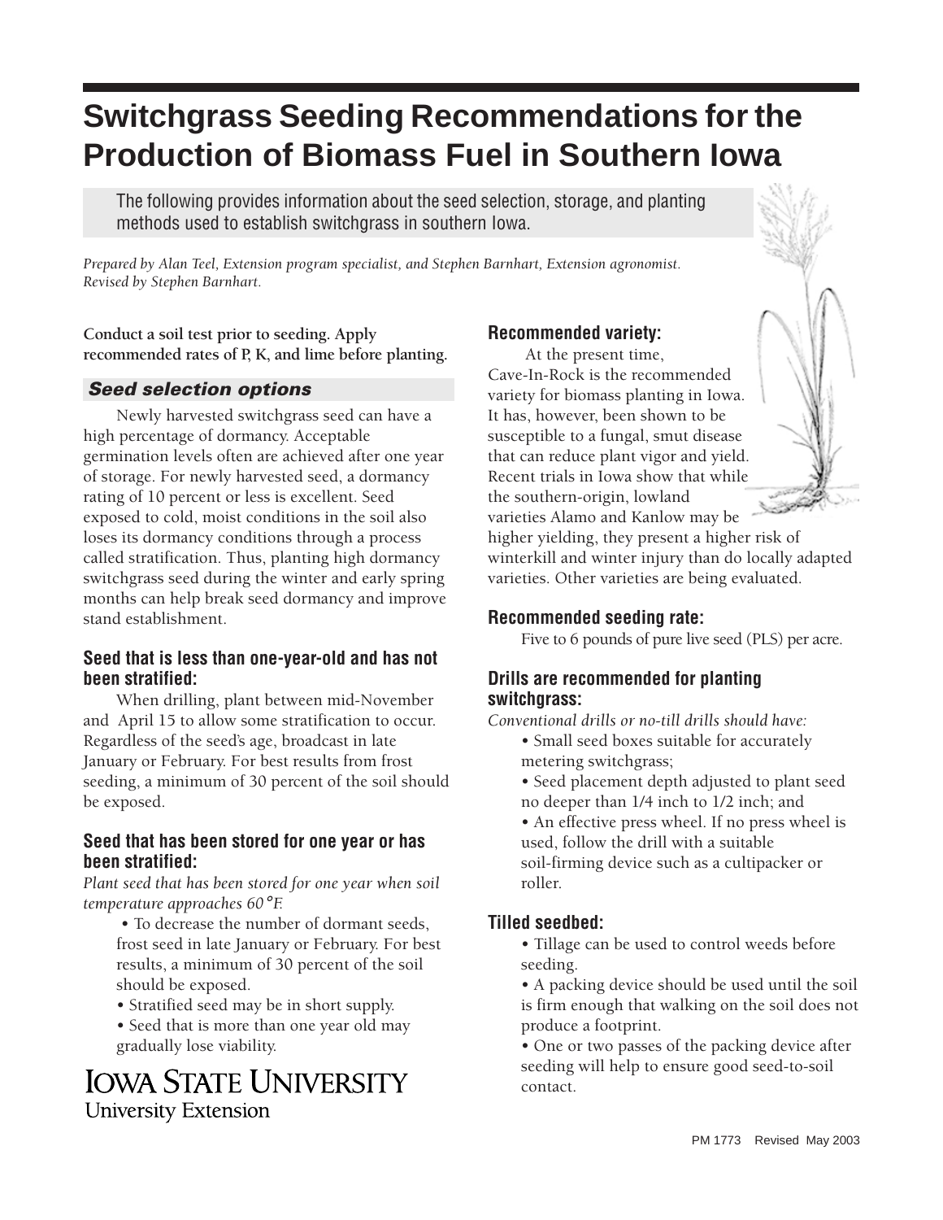# Switchgrass Seeding Recommendations for the Production of Biomass Fuel in Southern Iowa

The following provides information about the seed selection, storage, and planting methods used to establish switchgrass in southern Iowa.

*Prepared by Alan Teel, Extension program specialist, and Stephen Barnhart, Extension agronomist. Revised by Stephen Barnhart.*

**Conduct a soil test prior to seeding. Apply recommended rates of P, K, and lime before planting.**

## *Seed selection options*

Newly harvested switchgrass seed can have a high percentage of dormancy. Acceptable germination levels often are achieved after one year of storage. For newly harvested seed, a dormancy rating of 10 percent or less is excellent. Seed exposed to cold, moist conditions in the soil also loses its dormancy conditions through a process called stratification. Thus, planting high dormancy switchgrass seed during the winter and early spring months can help break seed dormancy and improve stand establishment.

### Seed that is less than one-year-old and has not been stratified:

When drilling, plant between mid-November and April 15 to allow some stratification to occur. Regardless of the seed's age, broadcast in late January or February. For best results from frost seeding, a minimum of 30 percent of the soil should be exposed.

### Seed that has been stored for one year or has been stratified:

*Plant seed that has been stored for one year when soil temperature approaches 60°F.*

- To decrease the number of dormant seeds, frost seed in late January or February. For best results, a minimum of 30 percent of the soil should be exposed.
- Stratified seed may be in short supply.
- Seed that is more than one year old may gradually lose viability.

### Recommended variety:

At the present time, Cave-In-Rock is the recommended variety for biomass planting in Iowa. It has, however, been shown to be susceptible to a fungal, smut disease that can reduce plant vigor and yield. Recent trials in Iowa show that while the southern-origin, lowland varieties Alamo and Kanlow may be higher yielding, they present a higher risk of winterkill and winter injury than do locally adapted varieties. Other varieties are being evaluated.

### Recommended seeding rate:

Five to 6 pounds of pure live seed (PLS) per acre.

### Drills are recommended for planting switchgrass:

*Conventional drills or no-till drills should have:*

- Small seed boxes suitable for accurately metering switchgrass;
- Seed placement depth adjusted to plant seed no deeper than 1/4 inch to 1/2 inch; and
- An effective press wheel. If no press wheel is used, follow the drill with a suitable soil-firming device such as a cultipacker or roller.

### Tilled seedbed:

- Tillage can be used to control weeds before seeding.
- A packing device should be used until the soil is firm enough that walking on the soil does not produce a footprint.
- One or two passes of the packing device after seeding will help to ensure good seed-to-soil contact.

IOWA STATE UNIVERSITY
University Extension

PM 1773 Revised May 2003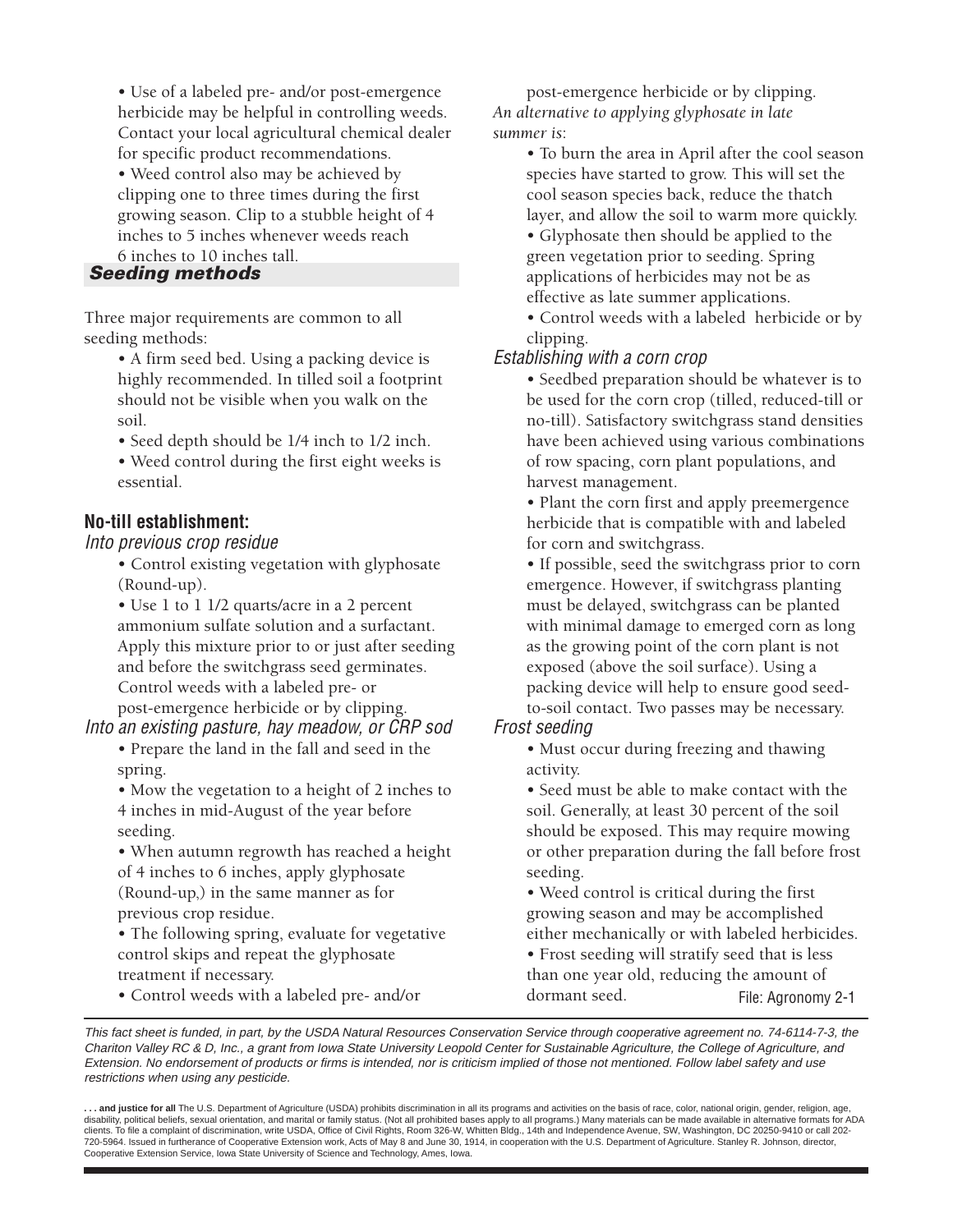- Use of a labeled pre- and/or post-emergence herbicide may be helpful in controlling weeds. Contact your local agricultural chemical dealer for specific product recommendations.
- Weed control also may be achieved by clipping one to three times during the first growing season. Clip to a stubble height of 4 inches to 5 inches whenever weeds reach 6 inches to 10 inches tall.

## *Seeding methods*

Three major requirements are common to all seeding methods:

- A firm seed bed. Using a packing device is highly recommended. In tilled soil a footprint should not be visible when you walk on the soil.
- Seed depth should be 1/4 inch to 1/2 inch.
- Weed control during the first eight weeks is essential.

### No-till establishment:

*Into previous crop residue*

- Control existing vegetation with glyphosate (Round-up).
- Use 1 to 1 1/2 quarts/acre in a 2 percent ammonium sulfate solution and a surfactant. Apply this mixture prior to or just after seeding and before the switchgrass seed germinates. Control weeds with a labeled pre- or post-emergence herbicide or by clipping.

*Into an existing pasture, hay meadow, or CRP sod*

- Prepare the land in the fall and seed in the spring.
- Mow the vegetation to a height of 2 inches to 4 inches in mid-August of the year before seeding.
- When autumn regrowth has reached a height of 4 inches to 6 inches, apply glyphosate (Round-up,) in the same manner as for previous crop residue.
- The following spring, evaluate for vegetative control skips and repeat the glyphosate treatment if necessary.
- Control weeds with a labeled pre- and/or post-emergence herbicide or by clipping.

*An alternative to applying glyphosate in late summer is*:

- To burn the area in April after the cool season species have started to grow. This will set the cool season species back, reduce the thatch layer, and allow the soil to warm more quickly.
- Glyphosate then should be applied to the green vegetation prior to seeding. Spring applications of herbicides may not be as effective as late summer applications.
- Control weeds with a labeled herbicide or by clipping.

*Establishing with a corn crop*

- Seedbed preparation should be whatever is to be used for the corn crop (tilled, reduced-till or no-till). Satisfactory switchgrass stand densities have been achieved using various combinations of row spacing, corn plant populations, and harvest management.
- Plant the corn first and apply preemergence herbicide that is compatible with and labeled for corn and switchgrass.
- If possible, seed the switchgrass prior to corn emergence. However, if switchgrass planting must be delayed, switchgrass can be planted with minimal damage to emerged corn as long as the growing point of the corn plant is not exposed (above the soil surface). Using a packing device will help to ensure good seed-to-soil contact. Two passes may be necessary.

*Frost seeding*

- Must occur during freezing and thawing activity.
- Seed must be able to make contact with the soil. Generally, at least 30 percent of the soil should be exposed. This may require mowing or other preparation during the fall before frost seeding.
- Weed control is critical during the first growing season and may be accomplished either mechanically or with labeled herbicides.
- Frost seeding will stratify seed that is less than one year old, reducing the amount of dormant seed.

File: Agronomy 2-1

*This fact sheet is funded, in part, by the USDA Natural Resources Conservation Service through cooperative agreement no. 74-6114-7-3, the Chariton Valley RC & D, Inc., a grant from Iowa State University Leopold Center for Sustainable Agriculture, the College of Agriculture, and Extension. No endorsement of products or firms is intended, nor is criticism implied of those not mentioned. Follow label safety and use restrictions when using any pesticide.*

**. . . and justice for all** The U.S. Department of Agriculture (USDA) prohibits discrimination in all its programs and activities on the basis of race, color, national origin, gender, religion, age, disability, political beliefs, sexual orientation, and marital or family status. (Not all prohibited bases apply to all programs.) Many materials can be made available in alternative formats for ADA clients. To file a complaint of discrimination, write USDA, Office of Civil Rights, Room 326-W, Whitten Bldg., 14th and Independence Avenue, SW, Washington, DC 20250-9410 or call 202-720-5964. Issued in furtherance of Cooperative Extension work, Acts of May 8 and June 30, 1914, in cooperation with the U.S. Department of Agriculture. Stanley R. Johnson, director, Cooperative Extension Service, Iowa State University of Science and Technology, Ames, Iowa.